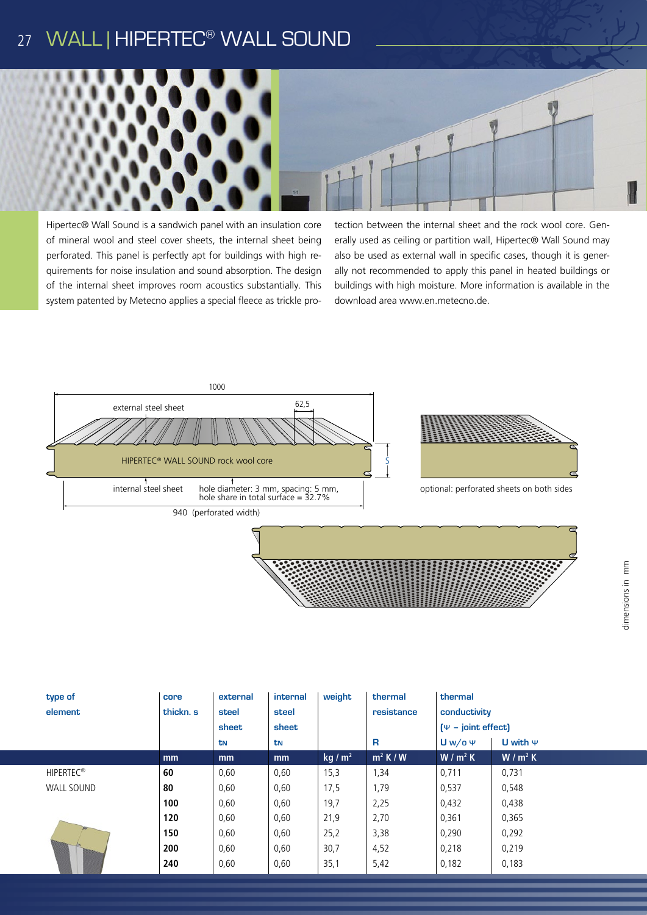# WALL | HIPERTEC® WALL SOUND

Hipertec® Wall Sound is a sandwich panel with an insulation core of mineral wool and steel cover sheets, the internal sheet being perforated. This panel is perfectly apt for buildings with high requirements for noise insulation and sound absorption. The design of the internal sheet improves room acoustics substantially. This system patented by Metecno applies a special fleece as trickle protection between the internal sheet and the rock wool core. Generally used as ceiling or partition wall, Hipertec® Wall Sound may also be used as external wall in specific cases, though it is generally not recommended to apply this panel in heated buildings or buildings with high moisture. More information is available in the download area www.en.metecno.de.

1000

external steel sheet

62,5

HIPERTEC® WALL SOUND rock wool core

S

internal steel sheet

hole diameter: 3 mm, spacing: 5 mm, hole share in total surface = 32.7%

940 (perforated width)

optional: perforated sheets on both sides

dimensions in mm

| type of element | core thickn. s | external steel sheet $t_N$ | internal steel sheet $t_N$ | weight | thermal resistance R | thermal conductivity (Ψ – joint effect) U w/o Ψ | U with Ψ |
|---|---|---|---|---|---|---|---|
| | mm | mm | mm | kg / m² | m² K / W | W / m² K | W / m² K |
| HIPERTEC® WALL SOUND | **60** | 0,60 | 0,60 | 15,3 | 1,34 | 0,711 | 0,731 |
| | **80** | 0,60 | 0,60 | 17,5 | 1,79 | 0,537 | 0,548 |
| | **100** | 0,60 | 0,60 | 19,7 | 2,25 | 0,432 | 0,438 |
| | **120** | 0,60 | 0,60 | 21,9 | 2,70 | 0,361 | 0,365 |
| | **150** | 0,60 | 0,60 | 25,2 | 3,38 | 0,290 | 0,292 |
| | **200** | 0,60 | 0,60 | 30,7 | 4,52 | 0,218 | 0,219 |
| | **240** | 0,60 | 0,60 | 35,1 | 5,42 | 0,182 | 0,183 |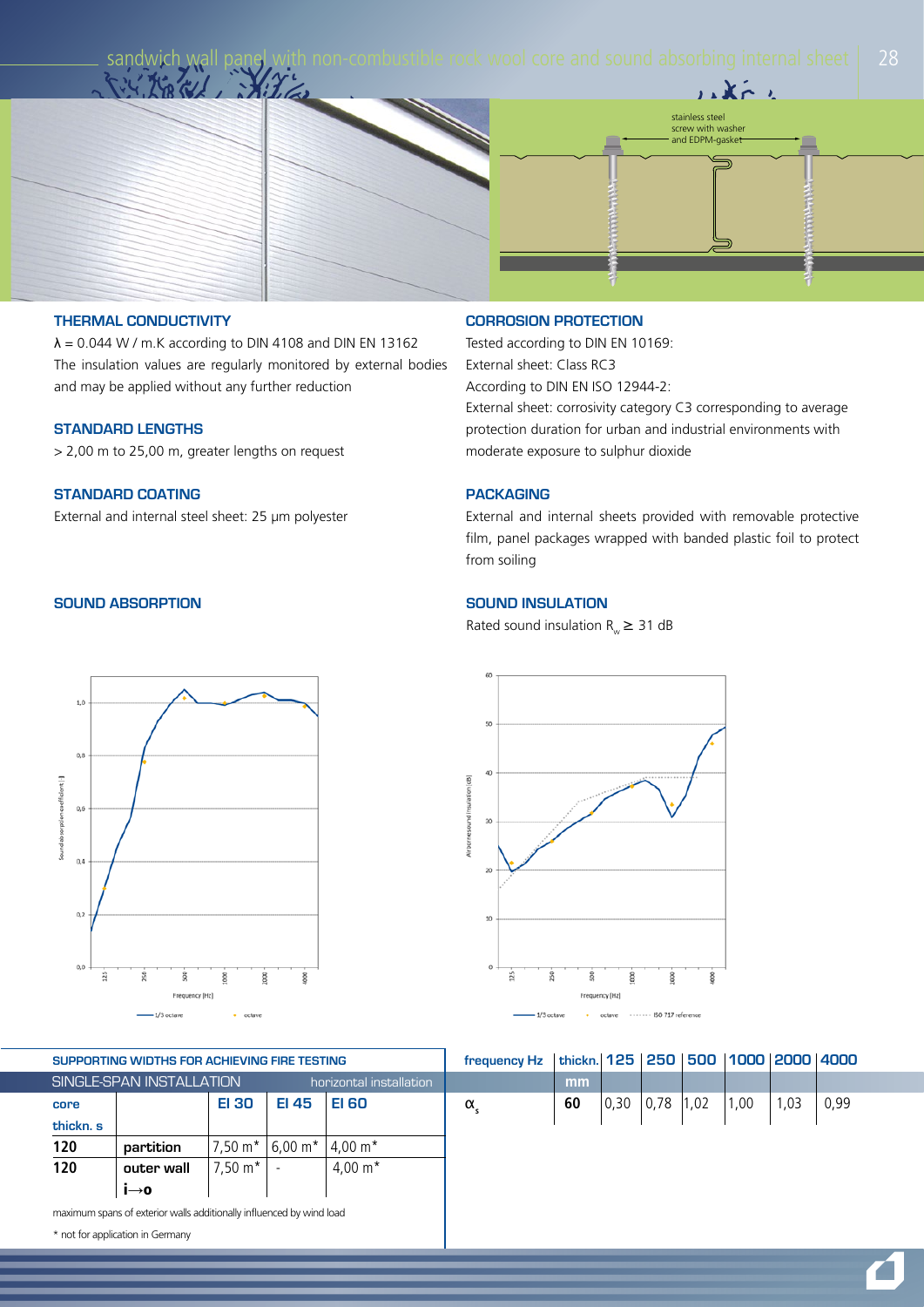sandwich wall panel with non-combustible rock wool core and sound absorbing internal sheet

stainless steel screw with washer and EDPM-gasket

### THERMAL CONDUCTIVITY

λ = 0.044 W / m.K according to DIN 4108 and DIN EN 13162
The insulation values are regularly monitored by external bodies and may be applied without any further reduction

### STANDARD LENGTHS

> 2,00 m to 25,00 m, greater lengths on request

### STANDARD COATING

External and internal steel sheet: 25 µm polyester

### CORROSION PROTECTION

Tested according to DIN EN 10169:
External sheet: Class RC3
According to DIN EN ISO 12944-2:
External sheet: corrosivity category C3 corresponding to average protection duration for urban and industrial environments with moderate exposure to sulphur dioxide

### PACKAGING

External and internal sheets provided with removable protective film, panel packages wrapped with banded plastic foil to protect from soiling

### SOUND ABSORPTION

Sound absorption coefficient [-]
1,0
0,8
0,6
0,4
0,2
0,0
125
250
500
1000
2000
4000
Frequency [Hz]
1/3 octave
octave

### SOUND INSULATION

Rated sound insulation $R_w \geq 31$ dB

Airborne sound insulation [dB]
60
50
40
30
20
10
0
125
250
500
1000
2000
4000
Frequency [Hz]
1/3 octave
octave
ISO 717 reference

| SUPPORTING WIDTHS FOR ACHIEVING FIRE TESTING | | | | |
|---|---|---|---|---|
| SINGLE-SPAN INSTALLATION | | horizontal installation | | |
| core thickn. s | | EI 30 | EI 45 | EI 60 |
| 120 | partition | 7,50 m* | 6,00 m* | 4,00 m* |
| 120 | outer wall i→o | 7,50 m* | - | 4,00 m* |

maximum spans of exterior walls additionally influenced by wind load

\* not for application in Germany

| frequency Hz | thickn. mm | 125 | 250 | 500 | 1000 | 2000 | 4000 |
|---|---|---|---|---|---|---|---|
| $\alpha_s$ | 60 | 0,30 | 0,78 | 1,02 | 1,00 | 1,03 | 0,99 |